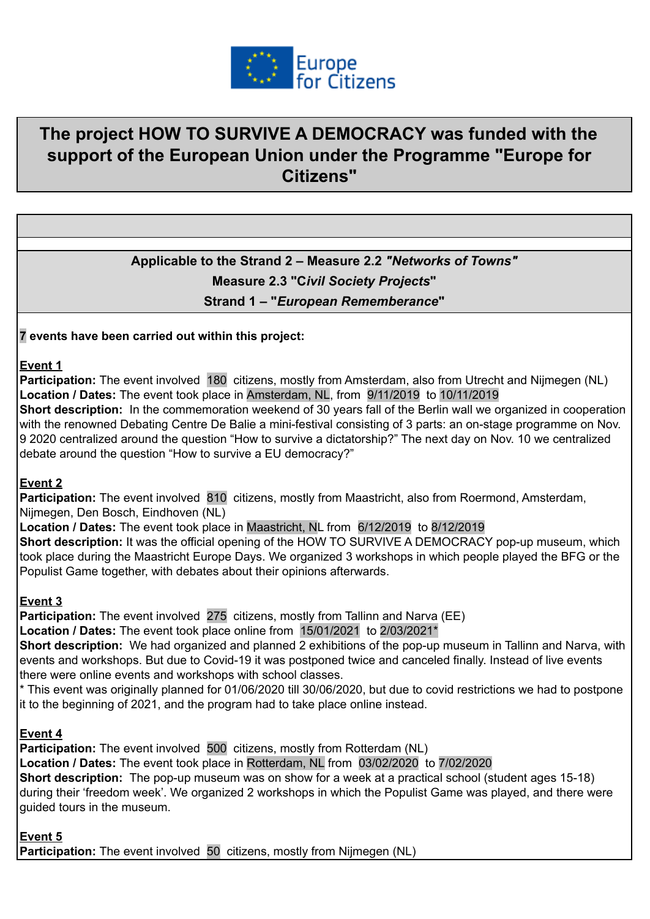Europe for Citizens

# The project HOW TO SURVIVE A DEMOCRACY was funded with the support of the European Union under the Programme "Europe for Citizens"

**Applicable to the Strand 2 – Measure 2.2 *"Networks of Towns"***

**Measure 2.3 "*Civil Society Projects*"**

**Strand 1 – "*European Rememberance*"**

**7 events have been carried out within this project:**

**Event 1**

**Participation:** The event involved 180 citizens, mostly from Amsterdam, also from Utrecht and Nijmegen (NL)
**Location / Dates:** The event took place in Amsterdam, NL, from 9/11/2019 to 10/11/2019
**Short description:** In the commemoration weekend of 30 years fall of the Berlin wall we organized in cooperation with the renowned Debating Centre De Balie a mini-festival consisting of 3 parts: an on-stage programme on Nov. 9 2020 centralized around the question "How to survive a dictatorship?" The next day on Nov. 10 we centralized debate around the question "How to survive a EU democracy?"

**Event 2**

**Participation:** The event involved 810 citizens, mostly from Maastricht, also from Roermond, Amsterdam, Nijmegen, Den Bosch, Eindhoven (NL)
**Location / Dates:** The event took place in Maastricht, NL from 6/12/2019 to 8/12/2019
**Short description:** It was the official opening of the HOW TO SURVIVE A DEMOCRACY pop-up museum, which took place during the Maastricht Europe Days. We organized 3 workshops in which people played the BFG or the Populist Game together, with debates about their opinions afterwards.

**Event 3**

**Participation:** The event involved 275 citizens, mostly from Tallinn and Narva (EE)
**Location / Dates:** The event took place online from 15/01/2021 to 2/03/2021*
**Short description:** We had organized and planned 2 exhibitions of the pop-up museum in Tallinn and Narva, with events and workshops. But due to Covid-19 it was postponed twice and canceled finally. Instead of live events there were online events and workshops with school classes.
* This event was originally planned for 01/06/2020 till 30/06/2020, but due to covid restrictions we had to postpone it to the beginning of 2021, and the program had to take place online instead.

**Event 4**

**Participation:** The event involved 500 citizens, mostly from Rotterdam (NL)
**Location / Dates:** The event took place in Rotterdam, NL from 03/02/2020 to 7/02/2020
**Short description:** The pop-up museum was on show for a week at a practical school (student ages 15-18) during their 'freedom week'. We organized 2 workshops in which the Populist Game was played, and there were guided tours in the museum.

**Event 5**

**Participation:** The event involved 50 citizens, mostly from Nijmegen (NL)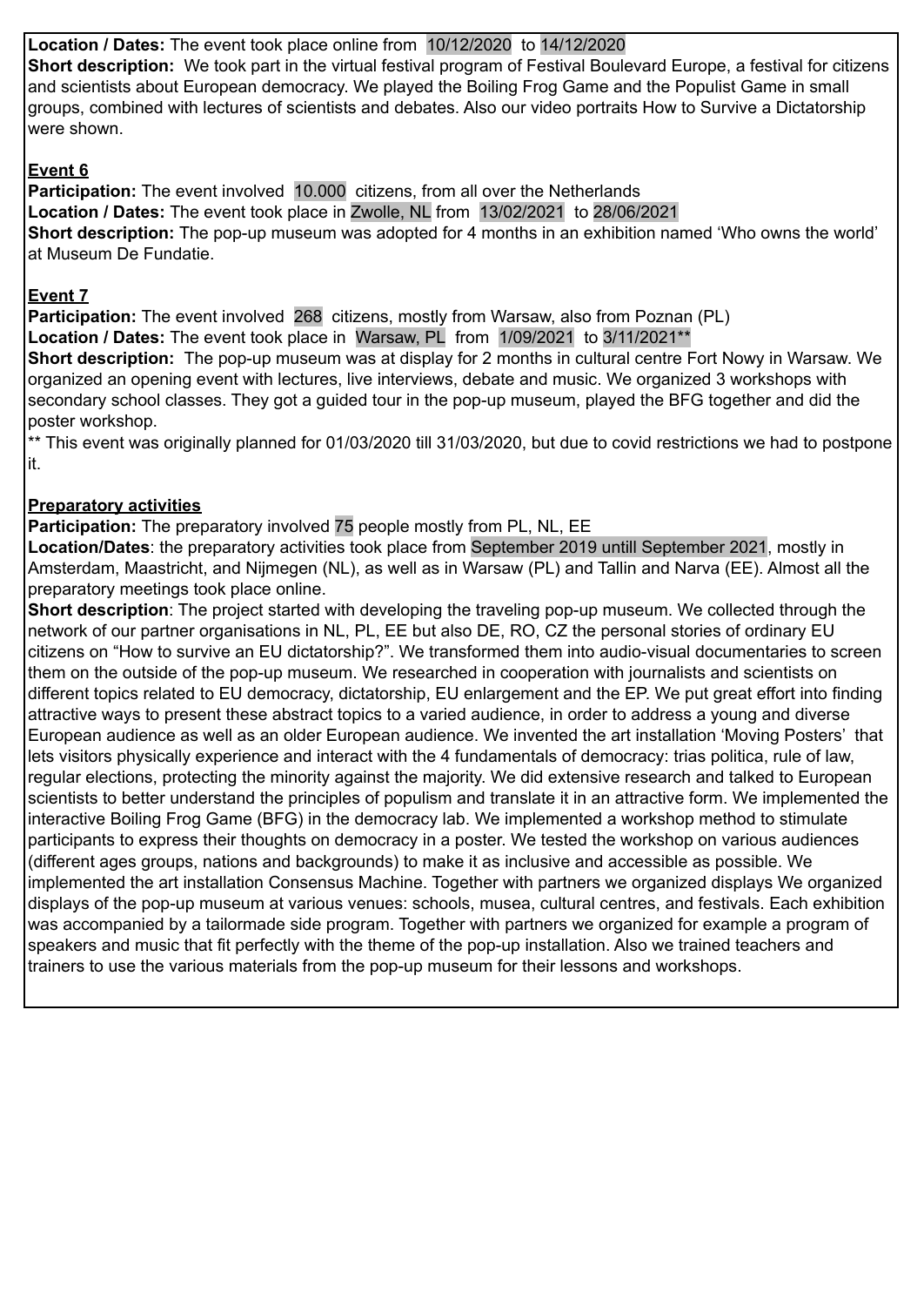**Location / Dates:** The event took place online from 10/12/2020 to 14/12/2020

**Short description:** We took part in the virtual festival program of Festival Boulevard Europe, a festival for citizens and scientists about European democracy. We played the Boiling Frog Game and the Populist Game in small groups, combined with lectures of scientists and debates. Also our video portraits How to Survive a Dictatorship were shown.

**Event 6**

**Participation:** The event involved 10.000 citizens, from all over the Netherlands

**Location / Dates:** The event took place in Zwolle, NL from 13/02/2021 to 28/06/2021

**Short description:** The pop-up museum was adopted for 4 months in an exhibition named 'Who owns the world' at Museum De Fundatie.

**Event 7**

**Participation:** The event involved 268 citizens, mostly from Warsaw, also from Poznan (PL)

**Location / Dates:** The event took place in Warsaw, PL from 1/09/2021 to 3/11/2021**

**Short description:** The pop-up museum was at display for 2 months in cultural centre Fort Nowy in Warsaw. We organized an opening event with lectures, live interviews, debate and music. We organized 3 workshops with secondary school classes. They got a guided tour in the pop-up museum, played the BFG together and did the poster workshop.

** This event was originally planned for 01/03/2020 till 31/03/2020, but due to covid restrictions we had to postpone it.

**Preparatory activities**

**Participation:** The preparatory involved 75 people mostly from PL, NL, EE

**Location/Dates**: the preparatory activities took place from September 2019 untill September 2021, mostly in Amsterdam, Maastricht, and Nijmegen (NL), as well as in Warsaw (PL) and Tallin and Narva (EE). Almost all the preparatory meetings took place online.

**Short description**: The project started with developing the traveling pop-up museum. We collected through the network of our partner organisations in NL, PL, EE but also DE, RO, CZ the personal stories of ordinary EU citizens on "How to survive an EU dictatorship?". We transformed them into audio-visual documentaries to screen them on the outside of the pop-up museum. We researched in cooperation with journalists and scientists on different topics related to EU democracy, dictatorship, EU enlargement and the EP. We put great effort into finding attractive ways to present these abstract topics to a varied audience, in order to address a young and diverse European audience as well as an older European audience. We invented the art installation 'Moving Posters' that lets visitors physically experience and interact with the 4 fundamentals of democracy: trias politica, rule of law, regular elections, protecting the minority against the majority. We did extensive research and talked to European scientists to better understand the principles of populism and translate it in an attractive form. We implemented the interactive Boiling Frog Game (BFG) in the democracy lab. We implemented a workshop method to stimulate participants to express their thoughts on democracy in a poster. We tested the workshop on various audiences (different ages groups, nations and backgrounds) to make it as inclusive and accessible as possible. We implemented the art installation Consensus Machine. Together with partners we organized displays We organized displays of the pop-up museum at various venues: schools, musea, cultural centres, and festivals. Each exhibition was accompanied by a tailormade side program. Together with partners we organized for example a program of speakers and music that fit perfectly with the theme of the pop-up installation. Also we trained teachers and trainers to use the various materials from the pop-up museum for their lessons and workshops.